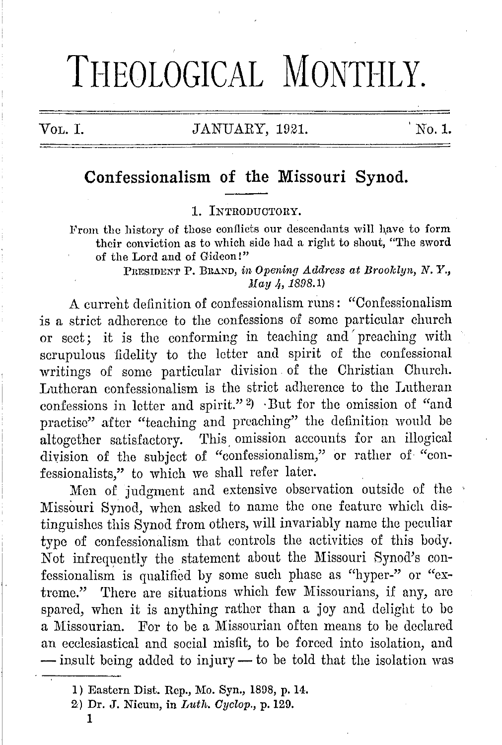# THEOLOGICAL MONTHLY.

VOL. I. JANUARY, 1921. No. 1.

## Confessionalism of the Missouri Synod.

### 1. INTRODUCTORY.

From the history of those conflicts our descendants will have to form their conviction as to which side had a right to shout, "The sword of the Lord and of Gideon!"

PRESIDENT P. BRAND, *in Opening Address at Brooklyn, N. Y., May 4, 1898.*[1]

A current definition of confessionalism runs: "Confessionalism is a strict adherence to the confessions of some particular church or sect; it is the conforming in teaching and preaching with scrupulous fidelity to the letter and spirit of the confessional writings of some particular division of the Christian Church. Lutheran confessionalism is the strict adherence to the Lutheran confessions in letter and spirit."[2] But for the omission of "and practise" after "teaching and preaching" the definition would be altogether satisfactory. This omission accounts for an illogical division of the subject of "confessionalism," or rather of "confessionalists," to which we shall refer later.

Men of judgment and extensive observation outside of the Missouri Synod, when asked to name the one feature which distinguishes this Synod from others, will invariably name the peculiar type of confessionalism that controls the activities of this body. Not infrequently the statement about the Missouri Synod's confessionalism is qualified by some such phase as "hyper-" or "extreme." There are situations which few Missourians, if any, are spared, when it is anything rather than a joy and delight to be a Missourian. For to be a Missourian often means to be declared an ecclesiastical and social misfit, to be forced into isolation, and — insult being added to injury — to be told that the isolation was

1) Eastern Dist. Rep., Mo. Syn., 1898, p. 14.

2) Dr. J. Nicum, in *Luth. Cyclop.*, p. 129.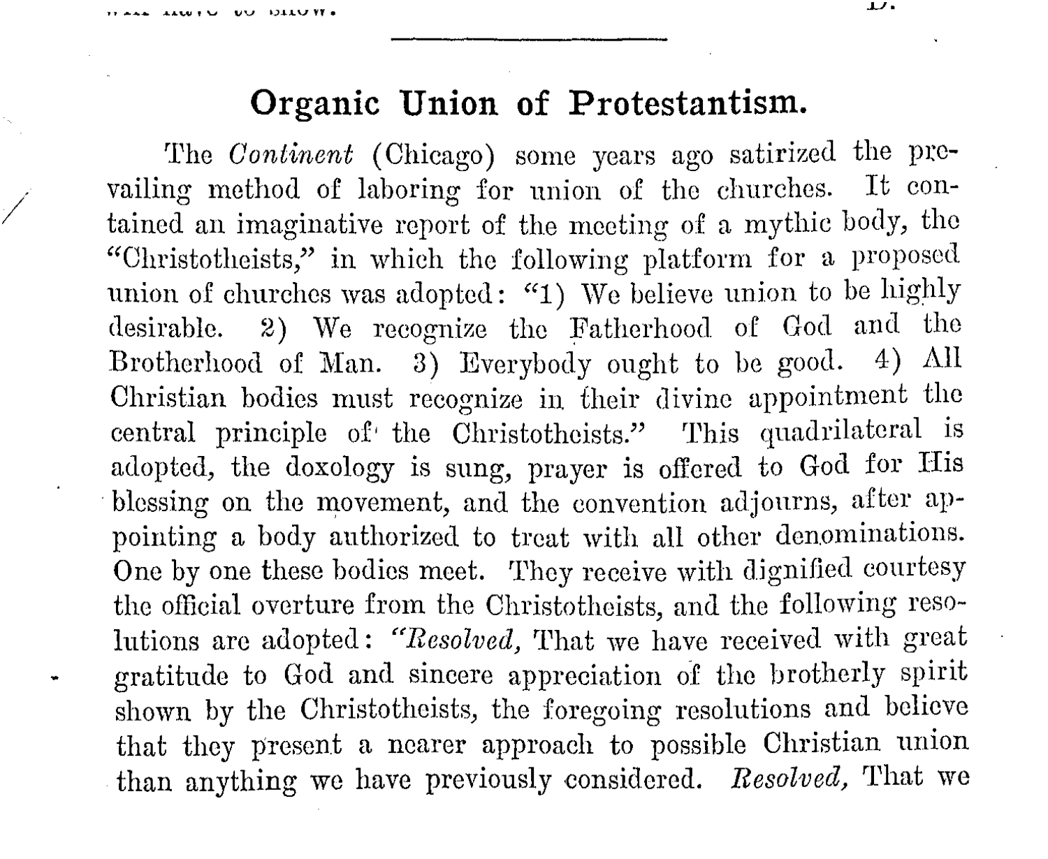## Organic Union of Protestantism.

The *Continent* (Chicago) some years ago satirized the prevailing method of laboring for union of the churches. It contained an imaginative report of the meeting of a mythic body, the "Christotheists," in which the following platform for a proposed union of churches was adopted: "1) We believe union to be highly desirable. 2) We recognize the Fatherhood of God and the Brotherhood of Man. 3) Everybody ought to be good. 4) All Christian bodies must recognize in their divine appointment the central principle of the Christotheists." This quadrilateral is adopted, the doxology is sung, prayer is offered to God for His blessing on the movement, and the convention adjourns, after appointing a body authorized to treat with all other denominations. One by one these bodies meet. They receive with dignified courtesy the official overture from the Christotheists, and the following resolutions are adopted: "*Resolved,* That we have received with great gratitude to God and sincere appreciation of the brotherly spirit shown by the Christotheists, the foregoing resolutions and believe that they present a nearer approach to possible Christian union than anything we have previously considered. *Resolved,* That we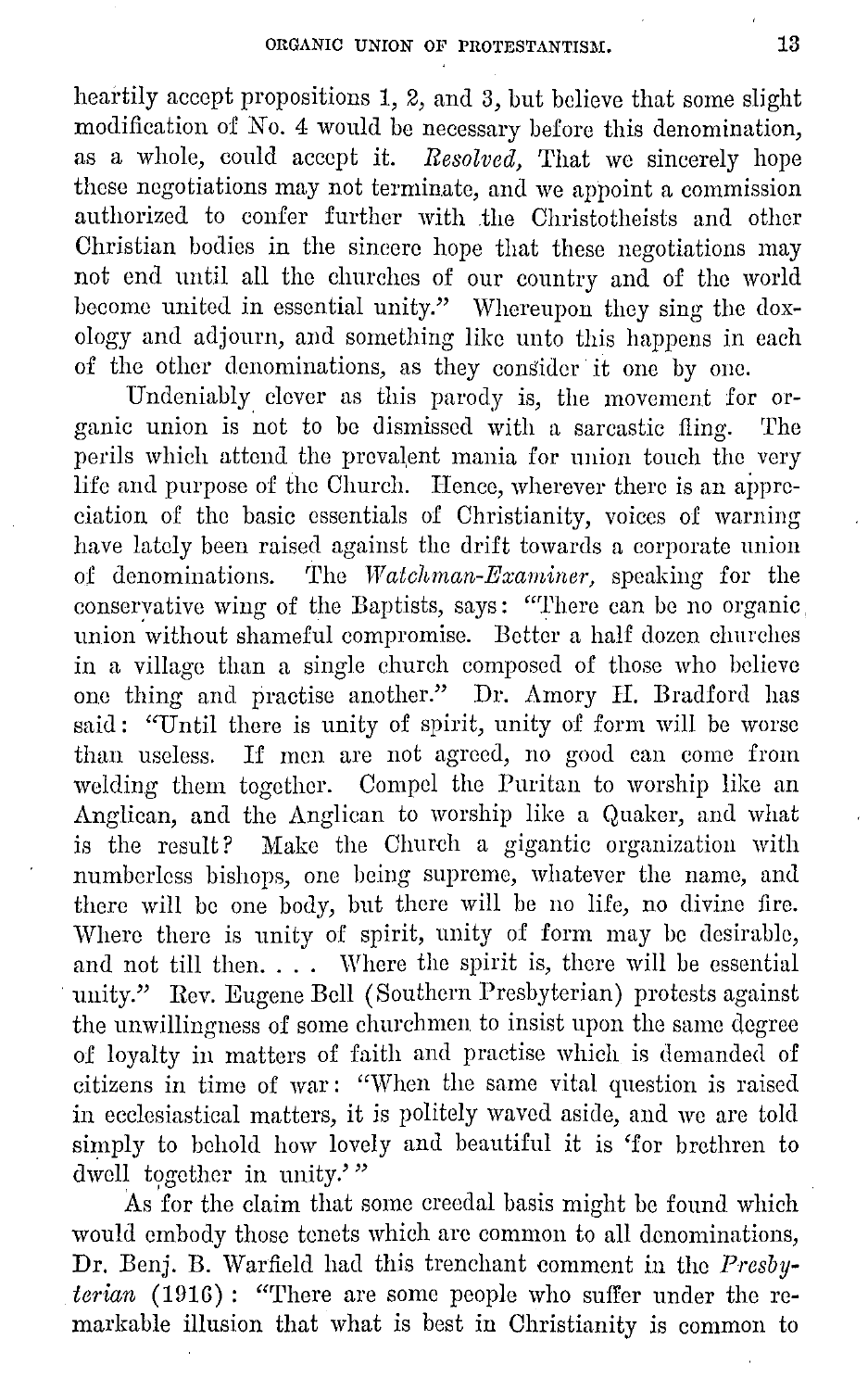heartily accept propositions 1, 2, and 3, but believe that some slight modification of No. 4 would be necessary before this denomination, as a whole, could accept it. *Resolved,* That we sincerely hope these negotiations may not terminate, and we appoint a commission authorized to confer further with the Christotheists and other Christian bodies in the sincere hope that these negotiations may not end until all the churches of our country and of the world become united in essential unity." Whereupon they sing the doxology and adjourn, and something like unto this happens in each of the other denominations, as they consider it one by one.

Undeniably clever as this parody is, the movement for organic union is not to be dismissed with a sarcastic fling. The perils which attend the prevalent mania for union touch the very life and purpose of the Church. Hence, wherever there is an appreciation of the basic essentials of Christianity, voices of warning have lately been raised against the drift towards a corporate union of denominations. The *Watchman-Examiner,* speaking for the conservative wing of the Baptists, says: "There can be no organic union without shameful compromise. Better a half dozen churches in a village than a single church composed of those who believe one thing and practise another." Dr. Amory H. Bradford has said: "Until there is unity of spirit, unity of form will be worse than useless. If men are not agreed, no good can come from welding them together. Compel the Puritan to worship like an Anglican, and the Anglican to worship like a Quaker, and what is the result? Make the Church a gigantic organization with numberless bishops, one being supreme, whatever the name, and there will be one body, but there will be no life, no divine fire. Where there is unity of spirit, unity of form may be desirable, and not till then. . . . Where the spirit is, there will be essential unity." Rev. Eugene Bell (Southern Presbyterian) protests against the unwillingness of some churchmen to insist upon the same degree of loyalty in matters of faith and practise which is demanded of citizens in time of war: "When the same vital question is raised in ecclesiastical matters, it is politely waved aside, and we are told simply to behold how lovely and beautiful it is 'for brethren to dwell together in unity.'"

As for the claim that some creedal basis might be found which would embody those tenets which are common to all denominations, Dr. Benj. B. Warfield had this trenchant comment in the *Presbyterian* (1916): "There are some people who suffer under the remarkable illusion that what is best in Christianity is common to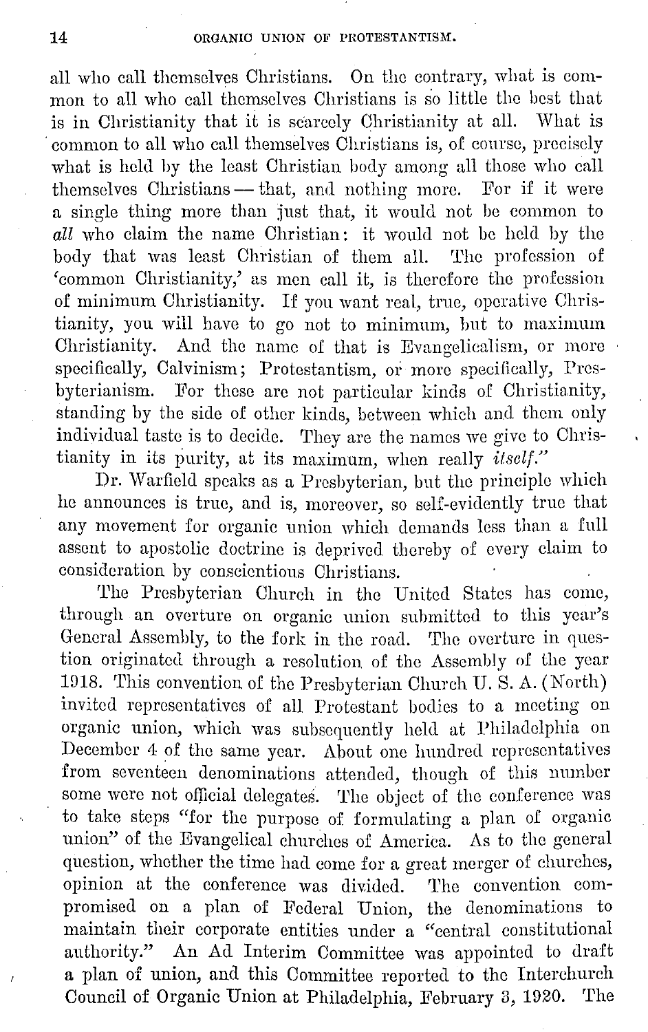all who call themselves Christians. On the contrary, what is common to all who call themselves Christians is so little the best that is in Christianity that it is scarcely Christianity at all. What is common to all who call themselves Christians is, of course, precisely what is held by the least Christian body among all those who call themselves Christians — that, and nothing more. For if it were a single thing more than just that, it would not be common to *all* who claim the name Christian: it would not be held by the body that was least Christian of them all. The profession of 'common Christianity,' as men call it, is therefore the profession of minimum Christianity. If you want real, true, operative Christianity, you will have to go not to minimum, but to maximum Christianity. And the name of that is Evangelicalism, or more specifically, Calvinism; Protestantism, or more specifically, Presbyterianism. For these are not particular kinds of Christianity, standing by the side of other kinds, between which and them only individual taste is to decide. They are the names we give to Christianity in its purity, at its maximum, when really *itself*."

Dr. Warfield speaks as a Presbyterian, but the principle which he announces is true, and is, moreover, so self-evidently true that any movement for organic union which demands less than a full assent to apostolic doctrine is deprived thereby of every claim to consideration by conscientious Christians.

The Presbyterian Church in the United States has come, through an overture on organic union submitted to this year's General Assembly, to the fork in the road. The overture in question originated through a resolution of the Assembly of the year 1918. This convention of the Presbyterian Church U. S. A. (North) invited representatives of all Protestant bodies to a meeting on organic union, which was subsequently held at Philadelphia on December 4 of the same year. About one hundred representatives from seventeen denominations attended, though of this number some were not official delegates. The object of the conference was to take steps "for the purpose of formulating a plan of organic union" of the Evangelical churches of America. As to the general question, whether the time had come for a great merger of churches, opinion at the conference was divided. The convention compromised on a plan of Federal Union, the denominations to maintain their corporate entities under a "central constitutional authority." An Ad Interim Committee was appointed to draft a plan of union, and this Committee reported to the Interchurch Council of Organic Union at Philadelphia, February 3, 1920. The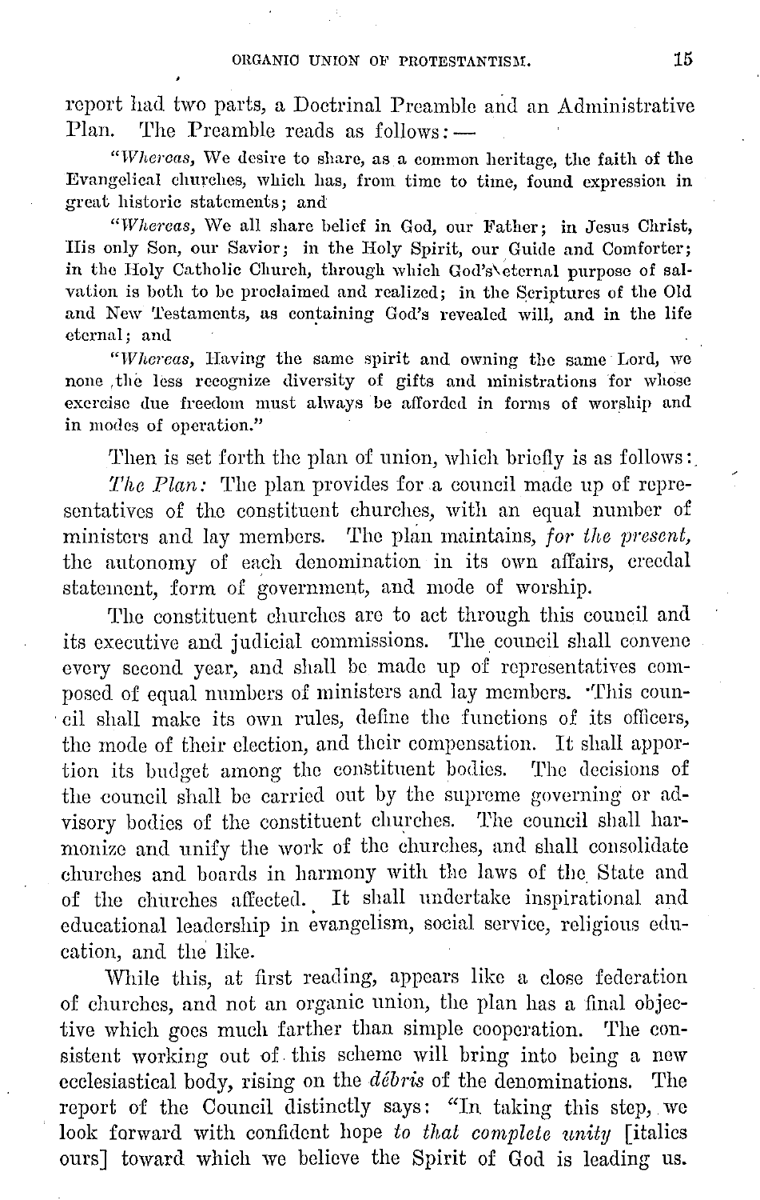report had two parts, a Doctrinal Preamble and an Administrative Plan. The Preamble reads as follows: —

> "*Whereas,* We desire to share, as a common heritage, the faith of the Evangelical churches, which has, from time to time, found expression in great historic statements; and
>
> "*Whereas,* We all share belief in God, our Father; in Jesus Christ, His only Son, our Savior; in the Holy Spirit, our Guide and Comforter; in the Holy Catholic Church, through which God's eternal purpose of salvation is both to be proclaimed and realized; in the Scriptures of the Old and New Testaments, as containing God's revealed will, and in the life eternal; and
>
> "*Whereas,* Having the same spirit and owning the same Lord, we none the less recognize diversity of gifts and ministrations for whose exercise due freedom must always be afforded in forms of worship and in modes of operation."

Then is set forth the plan of union, which briefly is as follows:

*The Plan:* The plan provides for a council made up of representatives of the constituent churches, with an equal number of ministers and lay members. The plan maintains, *for the present,* the autonomy of each denomination in its own affairs, creedal statement, form of government, and mode of worship.

The constituent churches are to act through this council and its executive and judicial commissions. The council shall convene every second year, and shall be made up of representatives composed of equal numbers of ministers and lay members. This council shall make its own rules, define the functions of its officers, the mode of their election, and their compensation. It shall apportion its budget among the constituent bodies. The decisions of the council shall be carried out by the supreme governing or advisory bodies of the constituent churches. The council shall harmonize and unify the work of the churches, and shall consolidate churches and boards in harmony with the laws of the State and of the churches affected. It shall undertake inspirational and educational leadership in evangelism, social service, religious education, and the like.

While this, at first reading, appears like a close federation of churches, and not an organic union, the plan has a final objective which goes much farther than simple cooperation. The consistent working out of this scheme will bring into being a new ecclesiastical body, rising on the *débris* of the denominations. The report of the Council distinctly says: "In taking this step, we look forward with confident hope *to that complete unity* [italics ours] toward which we believe the Spirit of God is leading us.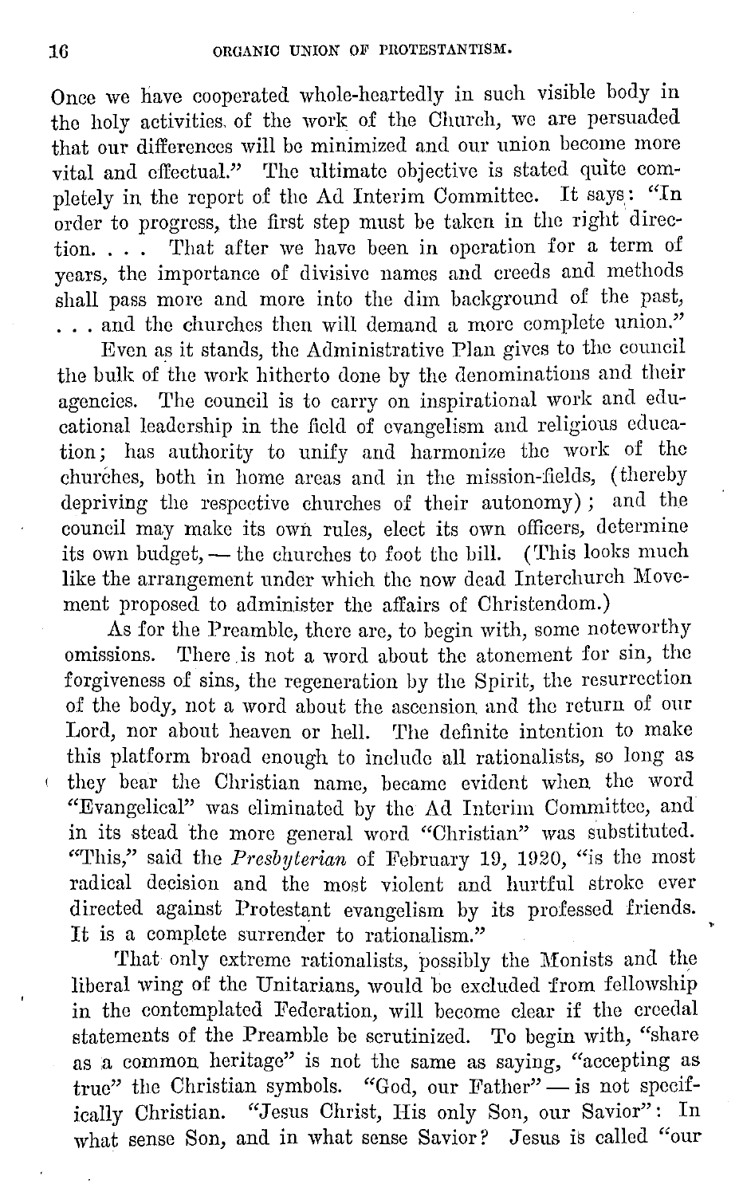Once we have cooperated whole-heartedly in such visible body in the holy activities of the work of the Church, we are persuaded that our differences will be minimized and our union become more vital and effectual." The ultimate objective is stated quite completely in the report of the Ad Interim Committee. It says: "In order to progress, the first step must be taken in the right direction. . . . That after we have been in operation for a term of years, the importance of divisive names and creeds and methods shall pass more and more into the dim background of the past, . . . and the churches then will demand a more complete union."

Even as it stands, the Administrative Plan gives to the council the bulk of the work hitherto done by the denominations and their agencies. The council is to carry on inspirational work and educational leadership in the field of evangelism and religious education; has authority to unify and harmonize the work of the churches, both in home areas and in the mission-fields, (thereby depriving the respective churches of their autonomy); and the council may make its own rules, elect its own officers, determine its own budget, — the churches to foot the bill. (This looks much like the arrangement under which the now dead Interchurch Movement proposed to administer the affairs of Christendom.)

As for the Preamble, there are, to begin with, some noteworthy omissions. There is not a word about the atonement for sin, the forgiveness of sins, the regeneration by the Spirit, the resurrection of the body, not a word about the ascension and the return of our Lord, nor about heaven or hell. The definite intention to make this platform broad enough to include all rationalists, so long as they bear the Christian name, became evident when the word "Evangelical" was eliminated by the Ad Interim Committee, and in its stead the more general word "Christian" was substituted. "This," said the *Presbyterian* of February 19, 1920, "is the most radical decision and the most violent and hurtful stroke ever directed against Protestant evangelism by its professed friends. It is a complete surrender to rationalism."

That only extreme rationalists, possibly the Monists and the liberal wing of the Unitarians, would be excluded from fellowship in the contemplated Federation, will become clear if the creedal statements of the Preamble be scrutinized. To begin with, "share as a common heritage" is not the same as saying, "accepting as true" the Christian symbols. "God, our Father" — is not specifically Christian. "Jesus Christ, His only Son, our Savior": In what sense Son, and in what sense Savior? Jesus is called "our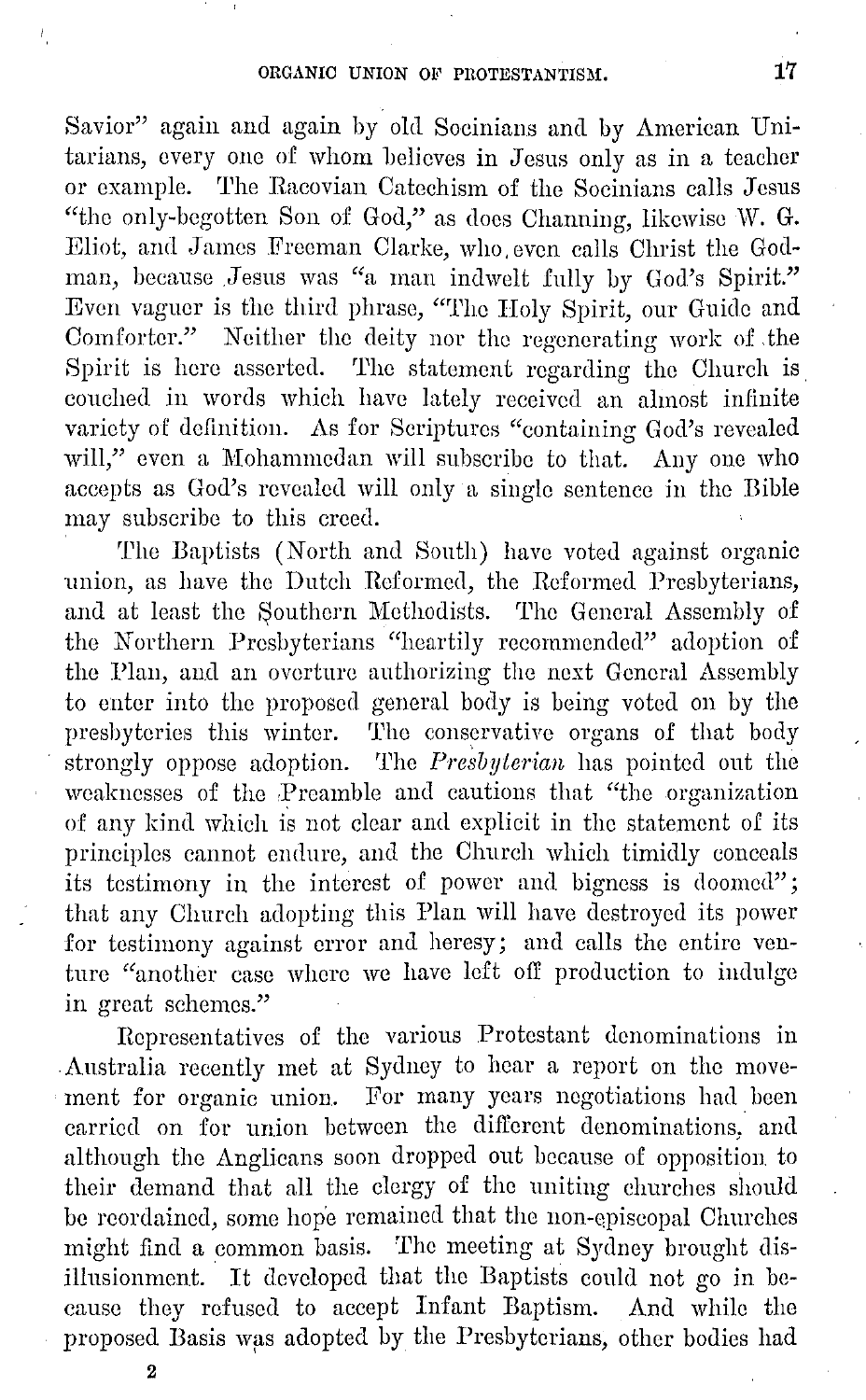Savior" again and again by old Socinians and by American Unitarians, every one of whom believes in Jesus only as in a teacher or example. The Racovian Catechism of the Socinians calls Jesus "the only-begotten Son of God," as does Channing, likewise W. G. Eliot, and James Freeman Clarke, who even calls Christ the God-man, because Jesus was "a man indwelt fully by God's Spirit." Even vaguer is the third phrase, "The Holy Spirit, our Guide and Comforter." Neither the deity nor the regenerating work of the Spirit is here asserted. The statement regarding the Church is couched in words which have lately received an almost infinite variety of definition. As for Scriptures "containing God's revealed will," even a Mohammedan will subscribe to that. Any one who accepts as God's revealed will only a single sentence in the Bible may subscribe to this creed.

The Baptists (North and South) have voted against organic union, as have the Dutch Reformed, the Reformed Presbyterians, and at least the Southern Methodists. The General Assembly of the Northern Presbyterians "heartily recommended" adoption of the Plan, and an overture authorizing the next General Assembly to enter into the proposed general body is being voted on by the presbyteries this winter. The conservative organs of that body strongly oppose adoption. The *Presbyterian* has pointed out the weaknesses of the Preamble and cautions that "the organization of any kind which is not clear and explicit in the statement of its principles cannot endure, and the Church which timidly conceals its testimony in the interest of power and bigness is doomed"; that any Church adopting this Plan will have destroyed its power for testimony against error and heresy; and calls the entire venture "another case where we have left off production to indulge in great schemes."

Representatives of the various Protestant denominations in Australia recently met at Sydney to hear a report on the movement for organic union. For many years negotiations had been carried on for union between the different denominations, and although the Anglicans soon dropped out because of opposition to their demand that all the clergy of the uniting churches should be reordained, some hope remained that the non-episcopal Churches might find a common basis. The meeting at Sydney brought disillusionment. It developed that the Baptists could not go in because they refused to accept Infant Baptism. And while the proposed Basis was adopted by the Presbyterians, other bodies had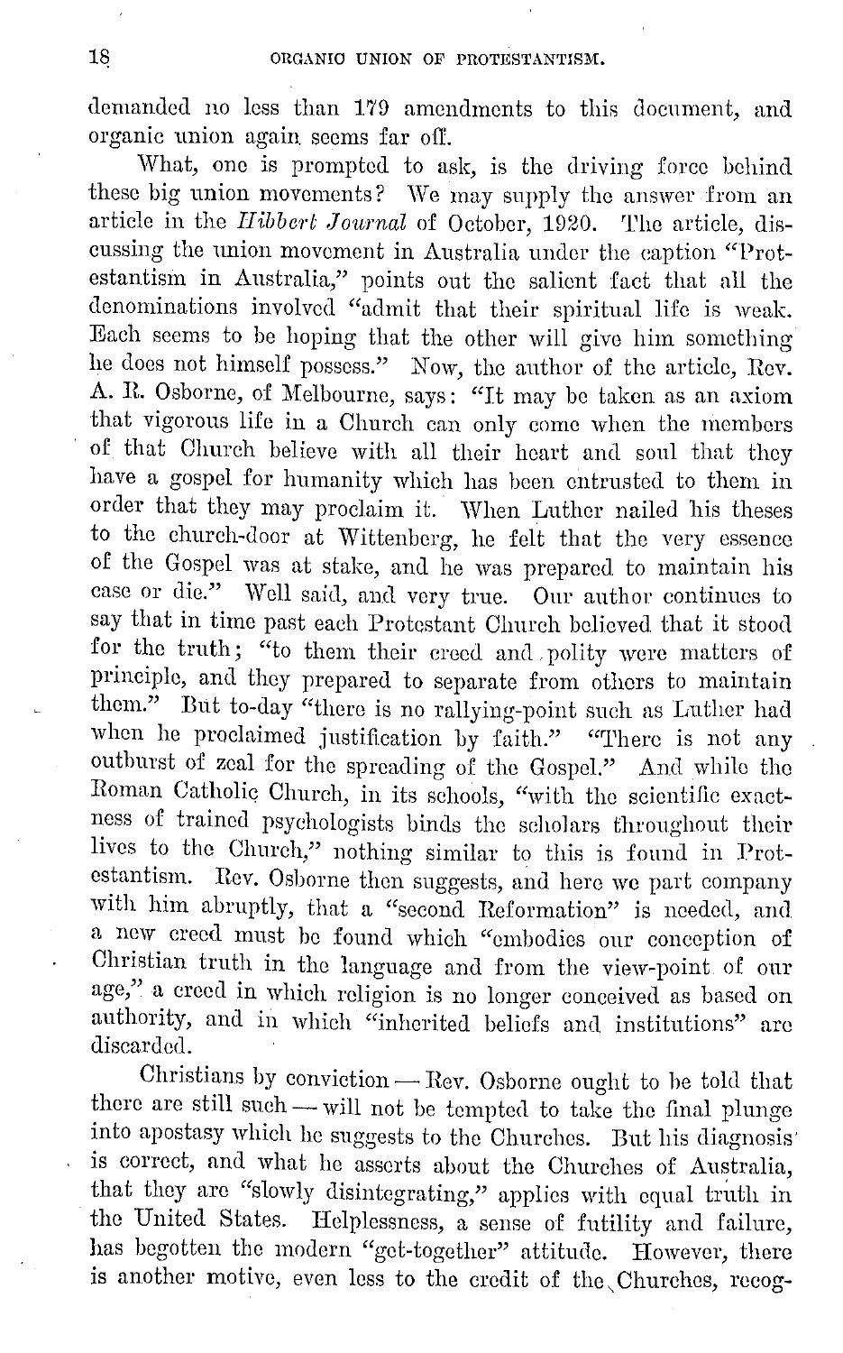demanded no less than 179 amendments to this document, and organic union again seems far off.

What, one is prompted to ask, is the driving force behind these big union movements? We may supply the answer from an article in the *Hibbert Journal* of October, 1920. The article, discussing the union movement in Australia under the caption "Protestantism in Australia," points out the salient fact that all the denominations involved "admit that their spiritual life is weak. Each seems to be hoping that the other will give him something he does not himself possess." Now, the author of the article, Rev. A. R. Osborne, of Melbourne, says: "It may be taken as an axiom that vigorous life in a Church can only come when the members of that Church believe with all their heart and soul that they have a gospel for humanity which has been entrusted to them in order that they may proclaim it. When Luther nailed his theses to the church-door at Wittenberg, he felt that the very essence of the Gospel was at stake, and he was prepared to maintain his case or die." Well said, and very true. Our author continues to say that in time past each Protestant Church believed that it stood for the truth; "to them their creed and polity were matters of principle, and they prepared to separate from others to maintain them." But to-day "there is no rallying-point such as Luther had when he proclaimed justification by faith." "There is not any outburst of zeal for the spreading of the Gospel." And while the Roman Catholic Church, in its schools, "with the scientific exactness of trained psychologists binds the scholars throughout their lives to the Church," nothing similar to this is found in Protestantism. Rev. Osborne then suggests, and here we part company with him abruptly, that a "second Reformation" is needed, and a new creed must be found which "embodies our conception of Christian truth in the language and from the view-point of our age," a creed in which religion is no longer conceived as based on authority, and in which "inherited beliefs and institutions" are discarded.

Christians by conviction — Rev. Osborne ought to be told that there are still such — will not be tempted to take the final plunge into apostasy which he suggests to the Churches. But his diagnosis is correct, and what he asserts about the Churches of Australia, that they are "slowly disintegrating," applies with equal truth in the United States. Helplessness, a sense of futility and failure, has begotten the modern "get-together" attitude. However, there is another motive, even less to the credit of the Churches, recog-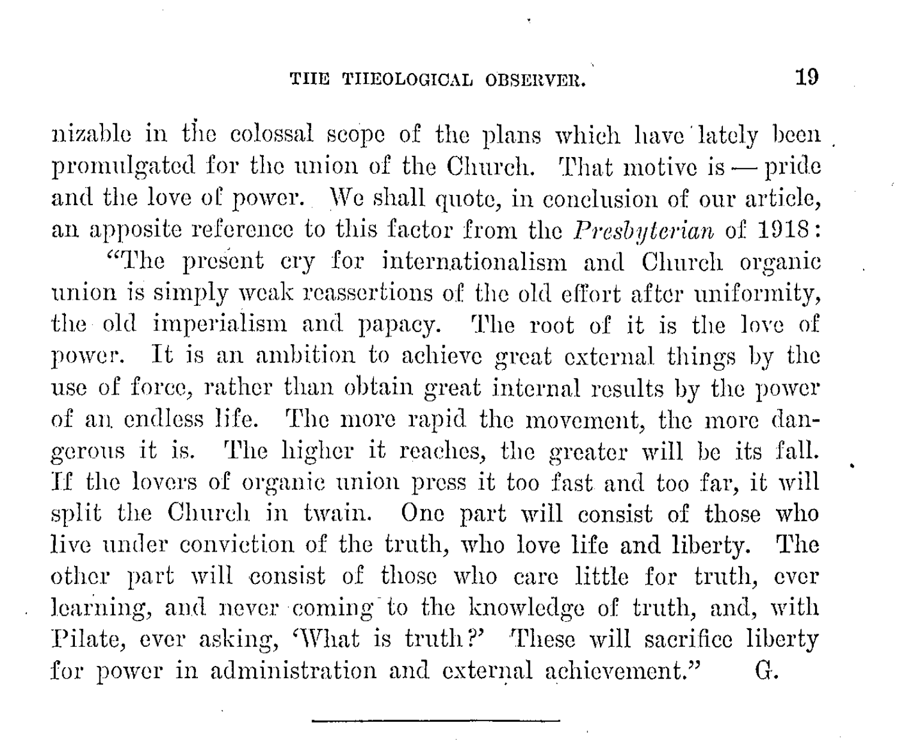nizable in the colossal scope of the plans which have lately been promulgated for the union of the Church. That motive is — pride and the love of power. We shall quote, in conclusion of our article, an apposite reference to this factor from the *Presbyterian* of 1918:

"The present cry for internationalism and Church organic union is simply weak reassertions of the old effort after uniformity, the old imperialism and papacy. The root of it is the love of power. It is an ambition to achieve great external things by the use of force, rather than obtain great internal results by the power of an endless life. The more rapid the movement, the more dangerous it is. The higher it reaches, the greater will be its fall. If the lovers of organic union press it too fast and too far, it will split the Church in twain. One part will consist of those who live under conviction of the truth, who love life and liberty. The other part will consist of those who care little for truth, ever learning, and never coming to the knowledge of truth, and, with Pilate, ever asking, 'What is truth?' These will sacrifice liberty for power in administration and external achievement." G.